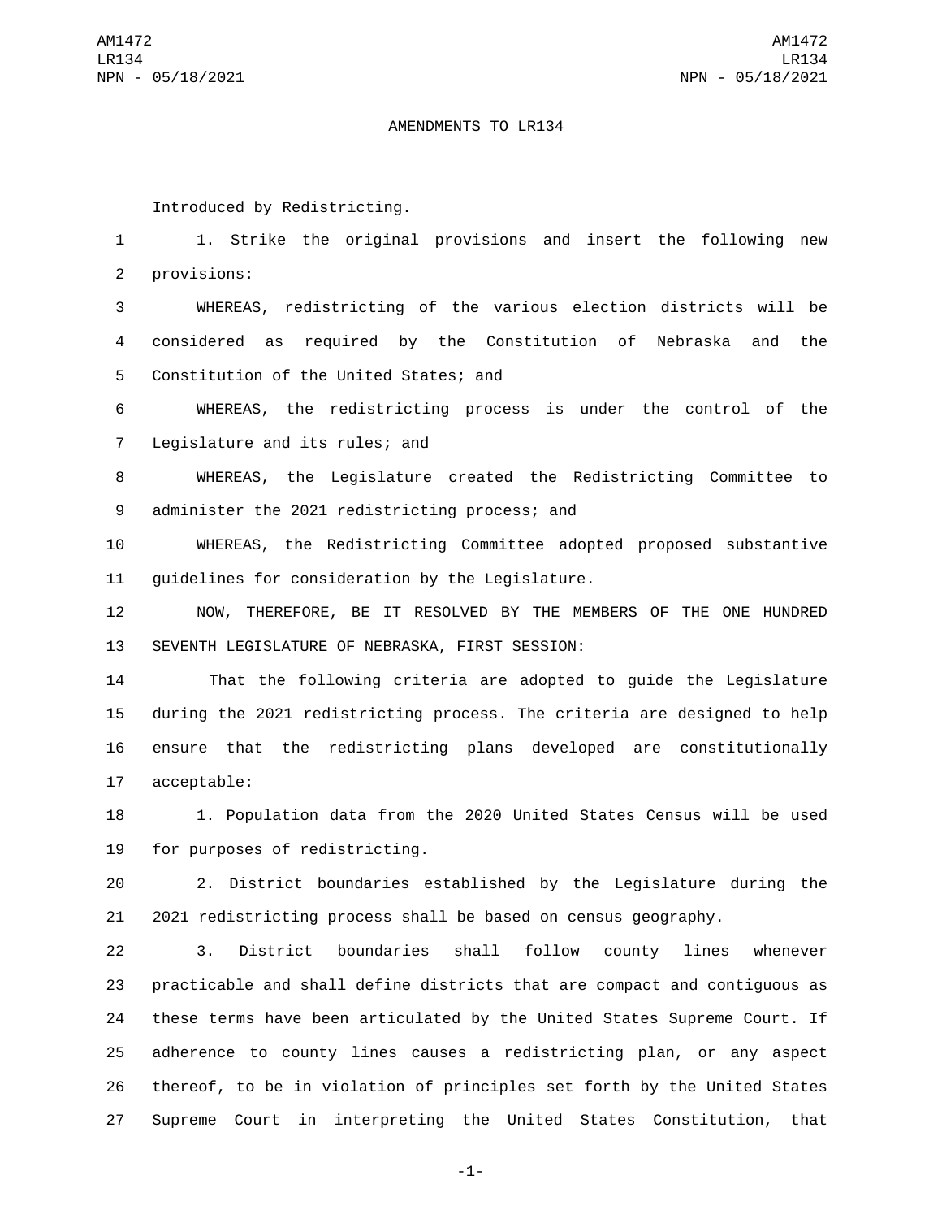AMENDMENTS TO LR134

Introduced by Redistricting.

1. Strike the original provisions and insert the following new provisions:

WHEREAS, redistricting of the various election districts will be considered as required by the Constitution of Nebraska and the Constitution of the United States; and

WHEREAS, the redistricting process is under the control of the Legislature and its rules; and

WHEREAS, the Legislature created the Redistricting Committee to administer the 2021 redistricting process; and

WHEREAS, the Redistricting Committee adopted proposed substantive guidelines for consideration by the Legislature.

NOW, THEREFORE, BE IT RESOLVED BY THE MEMBERS OF THE ONE HUNDRED SEVENTH LEGISLATURE OF NEBRASKA, FIRST SESSION:

That the following criteria are adopted to guide the Legislature during the 2021 redistricting process. The criteria are designed to help ensure that the redistricting plans developed are constitutionally acceptable:

1. Population data from the 2020 United States Census will be used for purposes of redistricting.

2. District boundaries established by the Legislature during the 2021 redistricting process shall be based on census geography.

3. District boundaries shall follow county lines whenever practicable and shall define districts that are compact and contiguous as these terms have been articulated by the United States Supreme Court. If adherence to county lines causes a redistricting plan, or any aspect thereof, to be in violation of principles set forth by the United States Supreme Court in interpreting the United States Constitution, that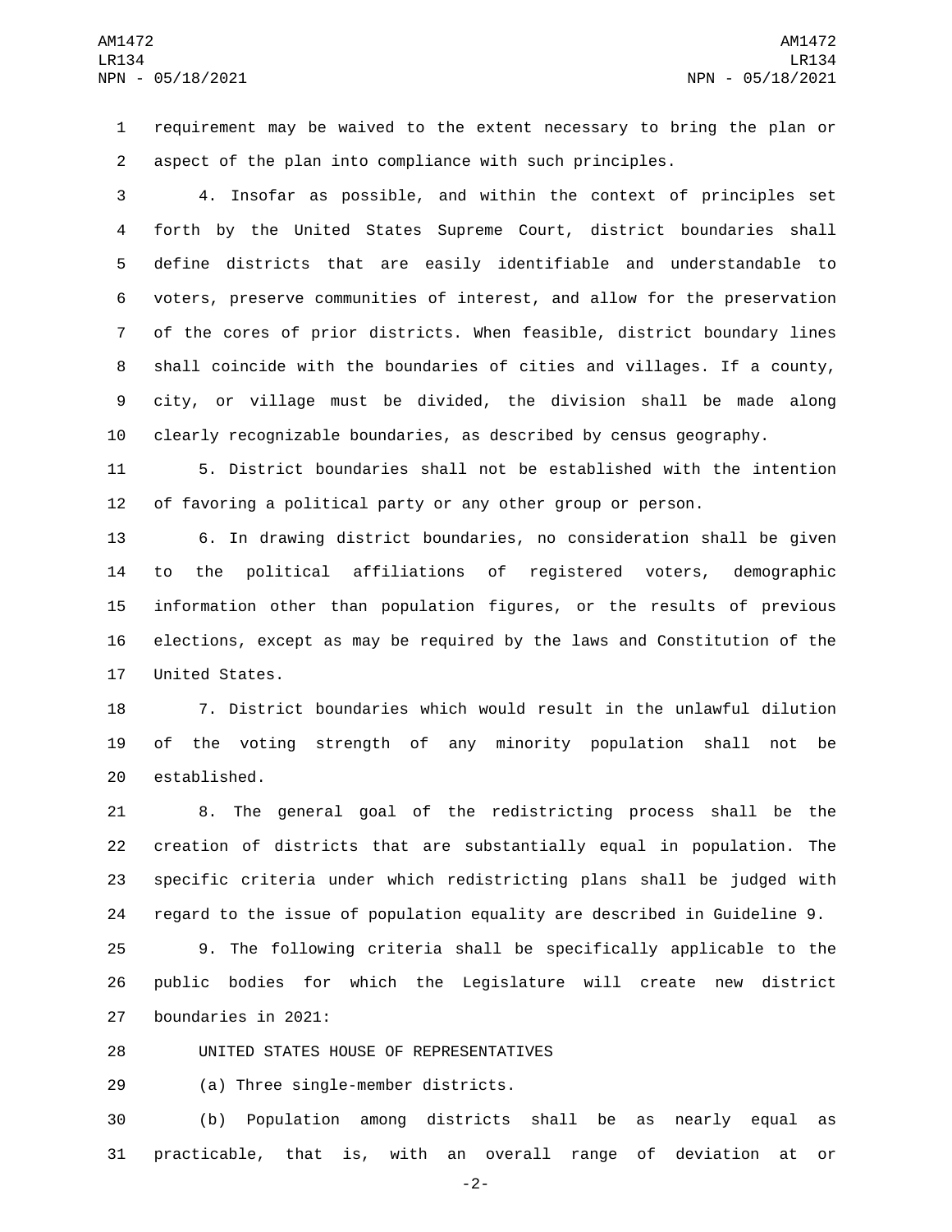requirement may be waived to the extent necessary to bring the plan or aspect of the plan into compliance with such principles.

4. Insofar as possible, and within the context of principles set forth by the United States Supreme Court, district boundaries shall define districts that are easily identifiable and understandable to voters, preserve communities of interest, and allow for the preservation of the cores of prior districts. When feasible, district boundary lines shall coincide with the boundaries of cities and villages. If a county, city, or village must be divided, the division shall be made along clearly recognizable boundaries, as described by census geography.

5. District boundaries shall not be established with the intention of favoring a political party or any other group or person.

6. In drawing district boundaries, no consideration shall be given to the political affiliations of registered voters, demographic information other than population figures, or the results of previous elections, except as may be required by the laws and Constitution of the United States.

7. District boundaries which would result in the unlawful dilution of the voting strength of any minority population shall not be established.

8. The general goal of the redistricting process shall be the creation of districts that are substantially equal in population. The specific criteria under which redistricting plans shall be judged with regard to the issue of population equality are described in Guideline 9.

9. The following criteria shall be specifically applicable to the public bodies for which the Legislature will create new district boundaries in 2021:

UNITED STATES HOUSE OF REPRESENTATIVES

(a) Three single-member districts.

(b) Population among districts shall be as nearly equal as practicable, that is, with an overall range of deviation at or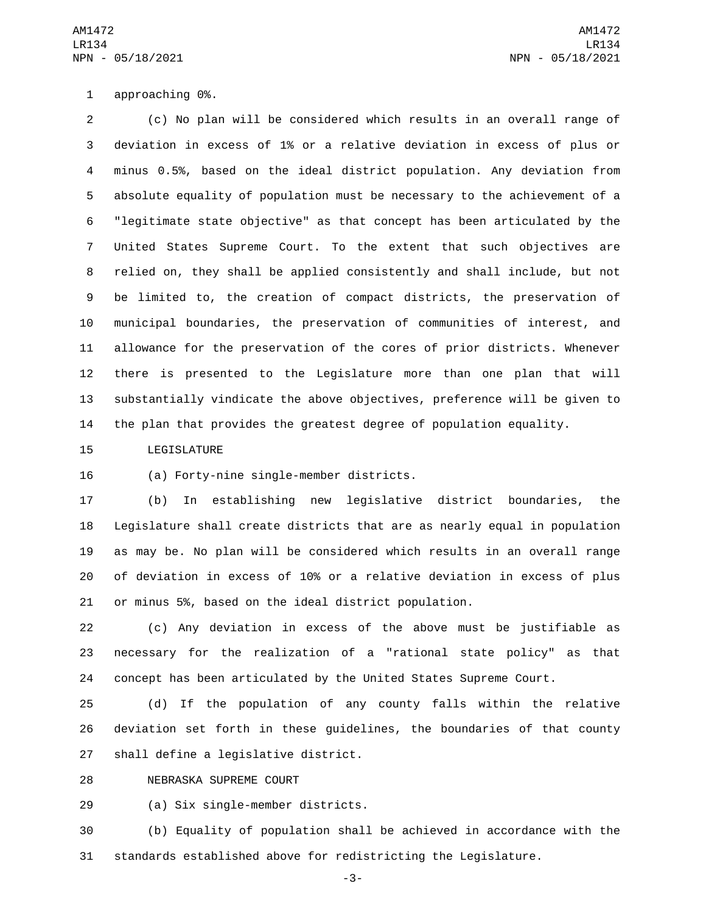approaching 0%.

(c) No plan will be considered which results in an overall range of deviation in excess of 1% or a relative deviation in excess of plus or minus 0.5%, based on the ideal district population. Any deviation from absolute equality of population must be necessary to the achievement of a "legitimate state objective" as that concept has been articulated by the United States Supreme Court. To the extent that such objectives are relied on, they shall be applied consistently and shall include, but not be limited to, the creation of compact districts, the preservation of municipal boundaries, the preservation of communities of interest, and allowance for the preservation of the cores of prior districts. Whenever there is presented to the Legislature more than one plan that will substantially vindicate the above objectives, preference will be given to the plan that provides the greatest degree of population equality.

LEGISLATURE

(a) Forty-nine single-member districts.

(b) In establishing new legislative district boundaries, the Legislature shall create districts that are as nearly equal in population as may be. No plan will be considered which results in an overall range of deviation in excess of 10% or a relative deviation in excess of plus or minus 5%, based on the ideal district population.

(c) Any deviation in excess of the above must be justifiable as necessary for the realization of a "rational state policy" as that concept has been articulated by the United States Supreme Court.

(d) If the population of any county falls within the relative deviation set forth in these guidelines, the boundaries of that county shall define a legislative district.

NEBRASKA SUPREME COURT

(a) Six single-member districts.

(b) Equality of population shall be achieved in accordance with the standards established above for redistricting the Legislature.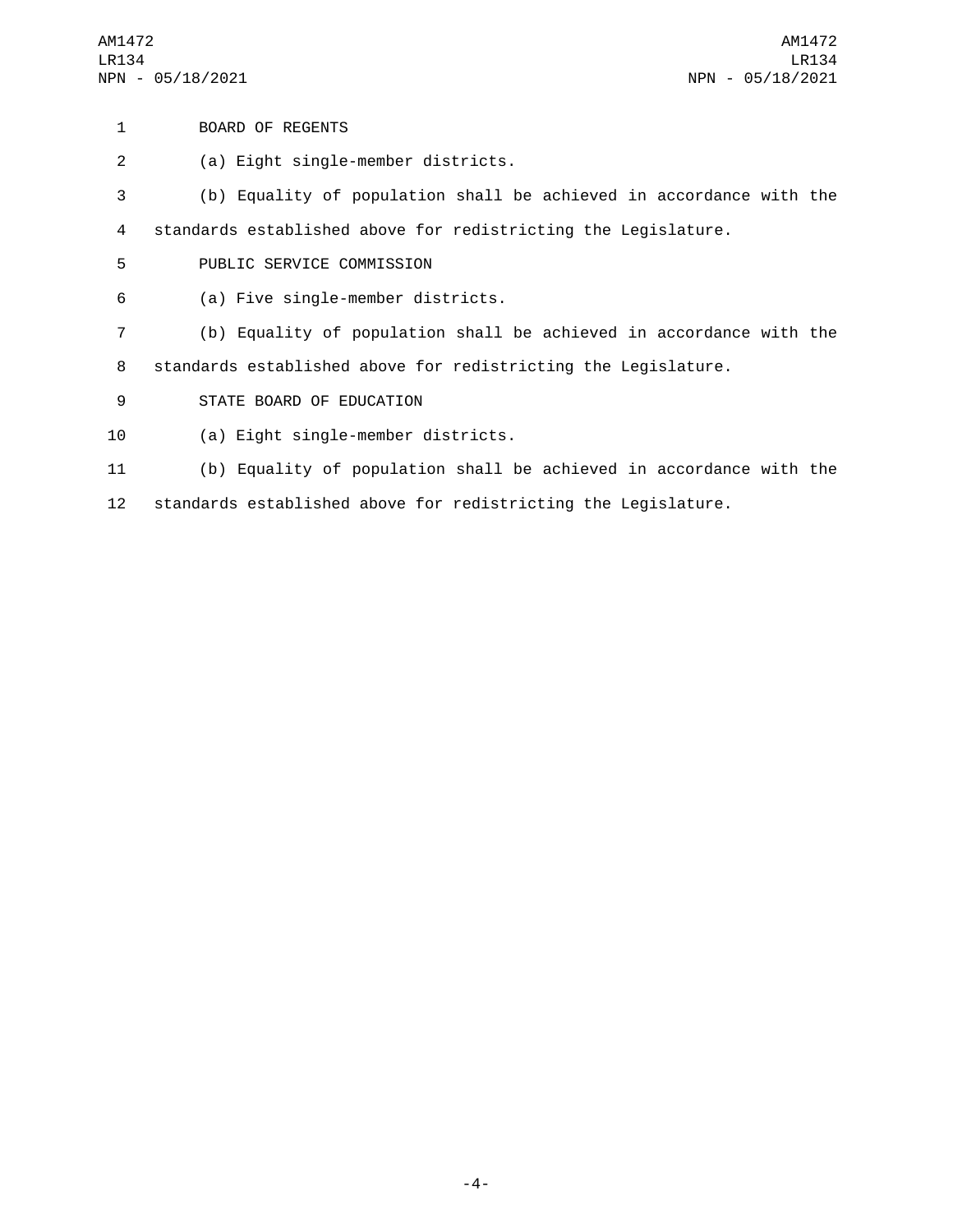BOARD OF REGENTS

(a) Eight single-member districts.

(b) Equality of population shall be achieved in accordance with the standards established above for redistricting the Legislature.

PUBLIC SERVICE COMMISSION

(a) Five single-member districts.

(b) Equality of population shall be achieved in accordance with the standards established above for redistricting the Legislature.

STATE BOARD OF EDUCATION

(a) Eight single-member districts.

(b) Equality of population shall be achieved in accordance with the standards established above for redistricting the Legislature.